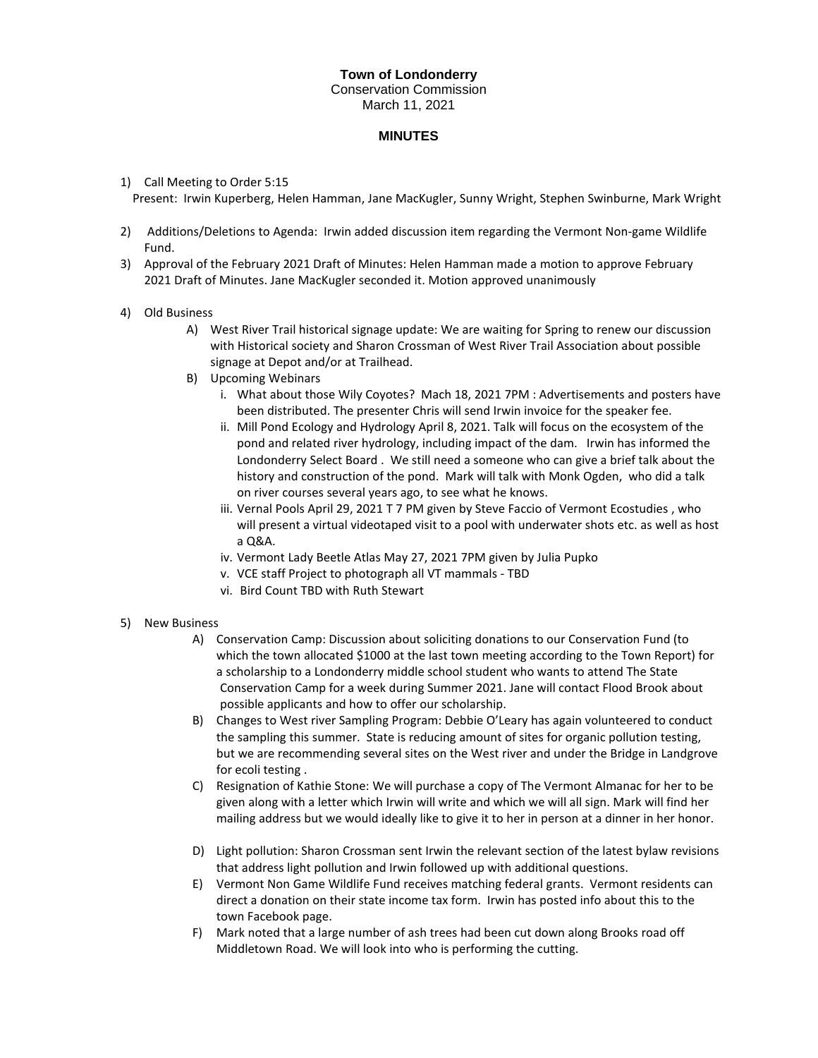**Town of Londonderry**
Conservation Commission
March 11, 2021

**MINUTES**

1) Call Meeting to Order 5:15
   Present: Irwin Kuperberg, Helen Hamman, Jane MacKugler, Sunny Wright, Stephen Swinburne, Mark Wright

2) Additions/Deletions to Agenda: Irwin added discussion item regarding the Vermont Non-game Wildlife Fund.

3) Approval of the February 2021 Draft of Minutes: Helen Hamman made a motion to approve February 2021 Draft of Minutes. Jane MacKugler seconded it. Motion approved unanimously

4) Old Business
   - A) West River Trail historical signage update: We are waiting for Spring to renew our discussion with Historical society and Sharon Crossman of West River Trail Association about possible signage at Depot and/or at Trailhead.
   - B) Upcoming Webinars
     - i. What about those Wily Coyotes? Mach 18, 2021 7PM : Advertisements and posters have been distributed. The presenter Chris will send Irwin invoice for the speaker fee.
     - ii. Mill Pond Ecology and Hydrology April 8, 2021. Talk will focus on the ecosystem of the pond and related river hydrology, including impact of the dam. Irwin has informed the Londonderry Select Board . We still need a someone who can give a brief talk about the history and construction of the pond. Mark will talk with Monk Ogden, who did a talk on river courses several years ago, to see what he knows.
     - iii. Vernal Pools April 29, 2021 T 7 PM given by Steve Faccio of Vermont Ecostudies , who will present a virtual videotaped visit to a pool with underwater shots etc. as well as host a Q&A.
     - iv. Vermont Lady Beetle Atlas May 27, 2021 7PM given by Julia Pupko
     - v. VCE staff Project to photograph all VT mammals - TBD
     - vi. Bird Count TBD with Ruth Stewart

5) New Business
   - A) Conservation Camp: Discussion about soliciting donations to our Conservation Fund (to which the town allocated $1000 at the last town meeting according to the Town Report) for a scholarship to a Londonderry middle school student who wants to attend The State Conservation Camp for a week during Summer 2021. Jane will contact Flood Brook about possible applicants and how to offer our scholarship.
   - B) Changes to West river Sampling Program: Debbie O'Leary has again volunteered to conduct the sampling this summer. State is reducing amount of sites for organic pollution testing, but we are recommending several sites on the West river and under the Bridge in Landgrove for ecoli testing .
   - C) Resignation of Kathie Stone: We will purchase a copy of The Vermont Almanac for her to be given along with a letter which Irwin will write and which we will all sign. Mark will find her mailing address but we would ideally like to give it to her in person at a dinner in her honor.
   - D) Light pollution: Sharon Crossman sent Irwin the relevant section of the latest bylaw revisions that address light pollution and Irwin followed up with additional questions.
   - E) Vermont Non Game Wildlife Fund receives matching federal grants. Vermont residents can direct a donation on their state income tax form. Irwin has posted info about this to the town Facebook page.
   - F) Mark noted that a large number of ash trees had been cut down along Brooks road off Middletown Road. We will look into who is performing the cutting.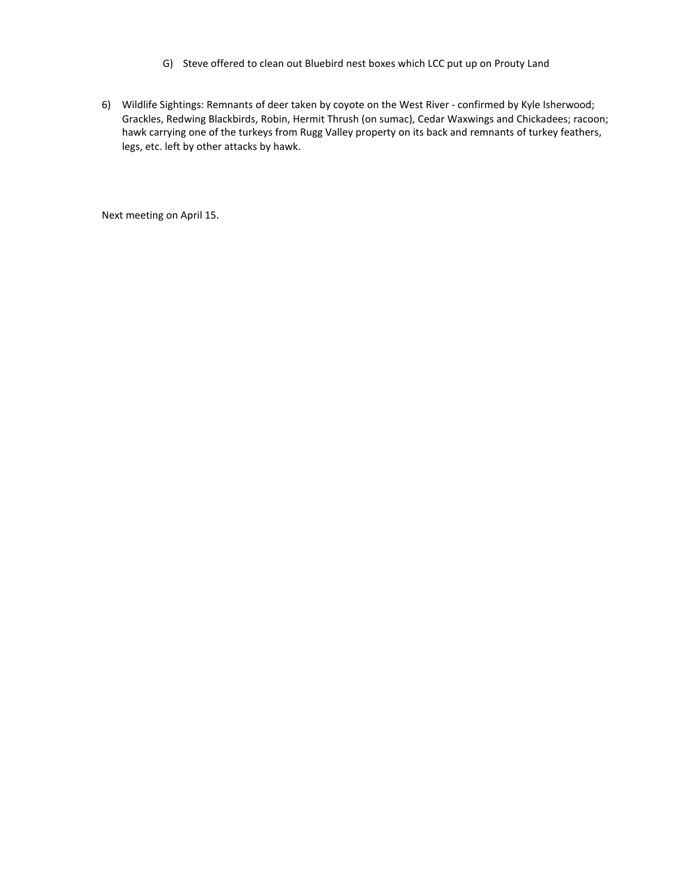G) Steve offered to clean out Bluebird nest boxes which LCC put up on Prouty Land

6) Wildlife Sightings: Remnants of deer taken by coyote on the West River - confirmed by Kyle Isherwood; Grackles, Redwing Blackbirds, Robin, Hermit Thrush (on sumac), Cedar Waxwings and Chickadees; racoon; hawk carrying one of the turkeys from Rugg Valley property on its back and remnants of turkey feathers, legs, etc. left by other attacks by hawk.

Next meeting on April 15.